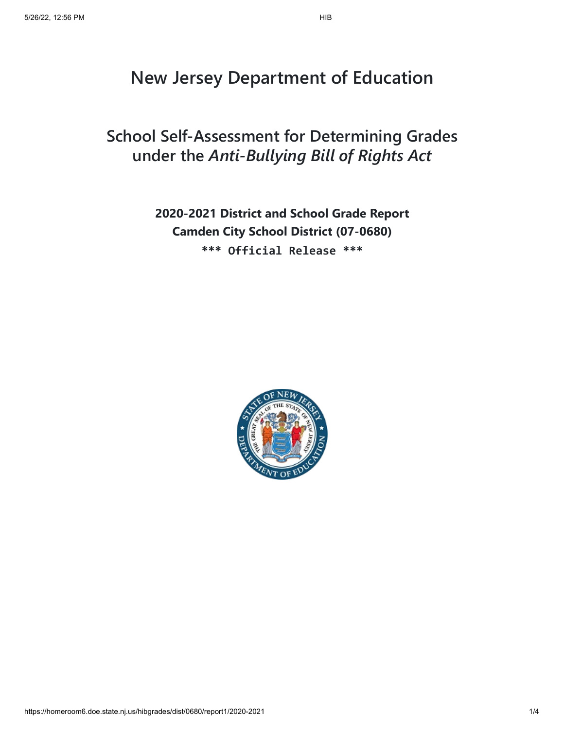# New Jersey Department of Education

## School Self-Assessment for Determining Grades under the *Anti-Bullying Bill of Rights Act*

**2020-2021 District and School Grade Report**

**Camden City School District (07-0680)**

**\*\*\* Official Release \*\*\***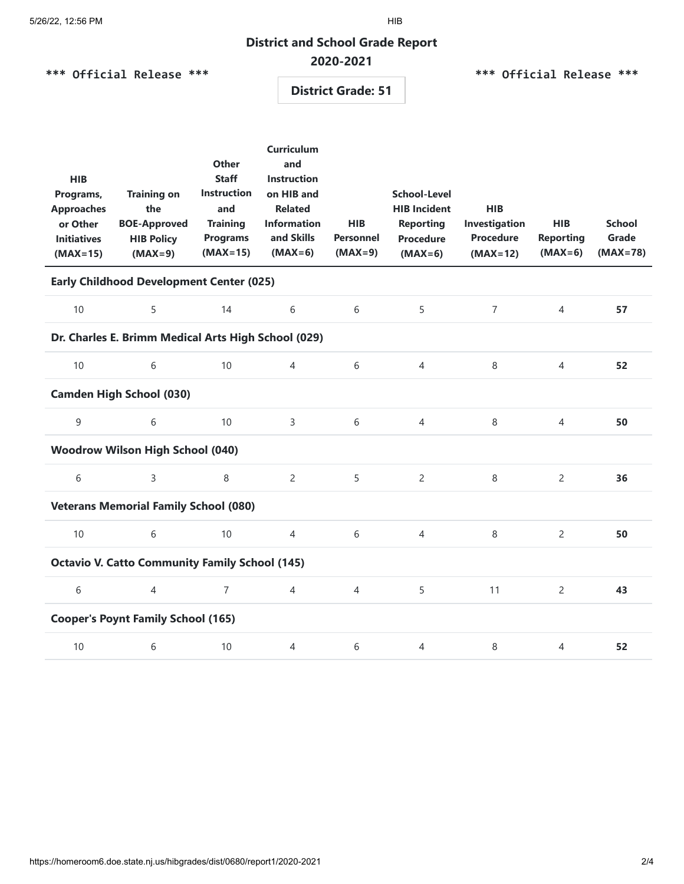## District and School Grade Report

## 2020-2021

\*\*\* Official Release \*\*\*

**District Grade: 51**

| HIB Programs, Approaches or Other Initiatives (MAX=15) | Training on the BOE-Approved HIB Policy (MAX=9) | Other Staff Instruction and Training Programs (MAX=15) | Curriculum and Instruction on HIB and Related Information and Skills (MAX=6) | HIB Personnel (MAX=9) | School-Level HIB Incident Reporting Procedure (MAX=6) | HIB Investigation Procedure (MAX=12) | HIB Reporting (MAX=6) | School Grade (MAX=78) |
|---|---|---|---|---|---|---|---|---|
| **Early Childhood Development Center (025)** | | | | | | | | |
| 10 | 5 | 14 | 6 | 6 | 5 | 7 | 4 | **57** |
| **Dr. Charles E. Brimm Medical Arts High School (029)** | | | | | | | | |
| 10 | 6 | 10 | 4 | 6 | 4 | 8 | 4 | **52** |
| **Camden High School (030)** | | | | | | | | |
| 9 | 6 | 10 | 3 | 6 | 4 | 8 | 4 | **50** |
| **Woodrow Wilson High School (040)** | | | | | | | | |
| 6 | 3 | 8 | 2 | 5 | 2 | 8 | 2 | **36** |
| **Veterans Memorial Family School (080)** | | | | | | | | |
| 10 | 6 | 10 | 4 | 6 | 4 | 8 | 2 | **50** |
| **Octavio V. Catto Community Family School (145)** | | | | | | | | |
| 6 | 4 | 7 | 4 | 4 | 5 | 11 | 2 | **43** |
| **Cooper's Poynt Family School (165)** | | | | | | | | |
| 10 | 6 | 10 | 4 | 6 | 4 | 8 | 4 | **52** |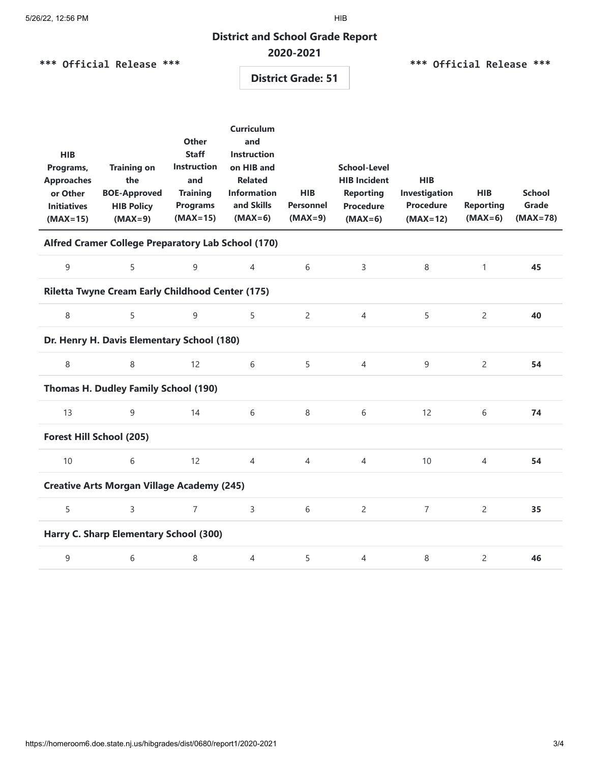## District and School Grade Report

## 2020-2021

\*\*\* Official Release \*\*\*

**District Grade: 51**

| HIB Programs, Approaches or Other Initiatives (MAX=15) | Training on the BOE-Approved HIB Policy (MAX=9) | Other Staff Instruction and Training Programs (MAX=15) | Curriculum and Instruction on HIB and Related Information and Skills (MAX=6) | HIB Personnel (MAX=9) | School-Level HIB Incident Reporting Procedure (MAX=6) | HIB Investigation Procedure (MAX=12) | HIB Reporting (MAX=6) | School Grade (MAX=78) |
|---|---|---|---|---|---|---|---|---|
| **Alfred Cramer College Preparatory Lab School (170)** | | | | | | | | |
| 9 | 5 | 9 | 4 | 6 | 3 | 8 | 1 | **45** |
| **Riletta Twyne Cream Early Childhood Center (175)** | | | | | | | | |
| 8 | 5 | 9 | 5 | 2 | 4 | 5 | 2 | **40** |
| **Dr. Henry H. Davis Elementary School (180)** | | | | | | | | |
| 8 | 8 | 12 | 6 | 5 | 4 | 9 | 2 | **54** |
| **Thomas H. Dudley Family School (190)** | | | | | | | | |
| 13 | 9 | 14 | 6 | 8 | 6 | 12 | 6 | **74** |
| **Forest Hill School (205)** | | | | | | | | |
| 10 | 6 | 12 | 4 | 4 | 4 | 10 | 4 | **54** |
| **Creative Arts Morgan Village Academy (245)** | | | | | | | | |
| 5 | 3 | 7 | 3 | 6 | 2 | 7 | 2 | **35** |
| **Harry C. Sharp Elementary School (300)** | | | | | | | | |
| 9 | 6 | 8 | 4 | 5 | 4 | 8 | 2 | **46** |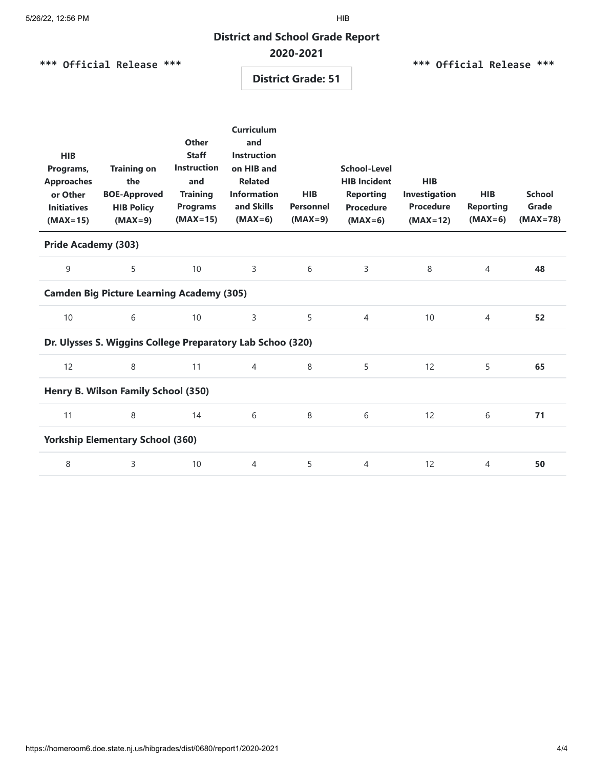## District and School Grade Report

## 2020-2021

\*\*\* Official Release \*\*\* \*\*\* Official Release \*\*\*

**District Grade: 51**

| HIB Programs, Approaches or Other Initiatives (MAX=15) | Training on the BOE-Approved HIB Policy (MAX=9) | Other Staff Instruction and Training Programs (MAX=15) | Curriculum and Instruction on HIB and Related Information and Skills (MAX=6) | HIB Personnel (MAX=9) | School-Level HIB Incident Reporting Procedure (MAX=6) | HIB Investigation Procedure (MAX=12) | HIB Reporting (MAX=6) | School Grade (MAX=78) |
|---|---|---|---|---|---|---|---|---|
| **Pride Academy (303)** | | | | | | | | |
| 9 | 5 | 10 | 3 | 6 | 3 | 8 | 4 | **48** |
| **Camden Big Picture Learning Academy (305)** | | | | | | | | |
| 10 | 6 | 10 | 3 | 5 | 4 | 10 | 4 | **52** |
| **Dr. Ulysses S. Wiggins College Preparatory Lab Schoo (320)** | | | | | | | | |
| 12 | 8 | 11 | 4 | 8 | 5 | 12 | 5 | **65** |
| **Henry B. Wilson Family School (350)** | | | | | | | | |
| 11 | 8 | 14 | 6 | 8 | 6 | 12 | 6 | **71** |
| **Yorkship Elementary School (360)** | | | | | | | | |
| 8 | 3 | 10 | 4 | 5 | 4 | 12 | 4 | **50** |